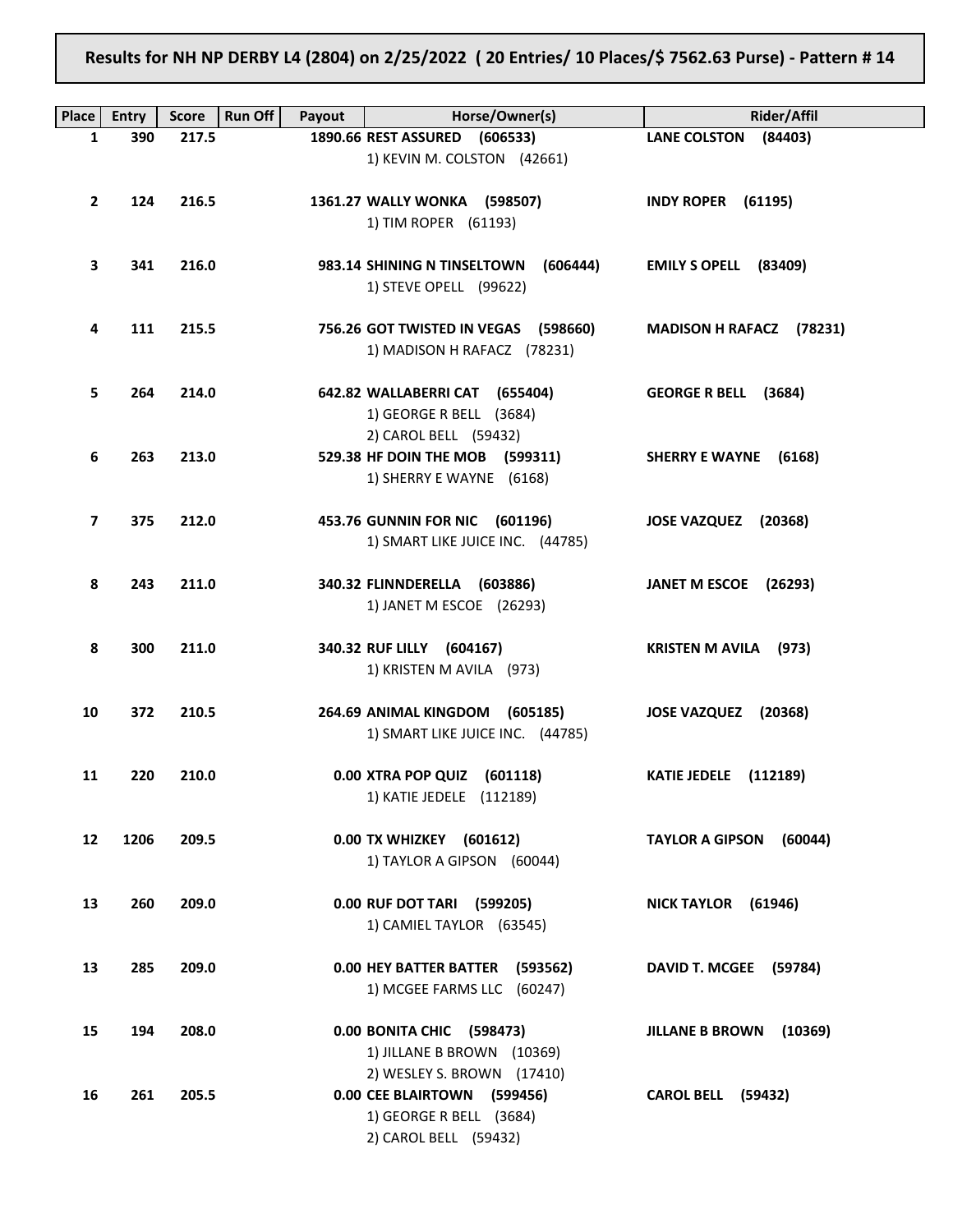# Results for NH NP DERBY L4 (2804) on 2/25/2022 ( 20 Entries/ 10 Places/$ 7562.63 Purse) - Pattern # 14

| Place | Entry | Score | Run Off | Payout | Horse/Owner(s) | Rider/Affil |
|---|---|---|---|---|---|---|
| 1 | 390 | 217.5 | | 1890.66 | **REST ASSURED (606533)**<br>1) KEVIN M. COLSTON (42661) | **LANE COLSTON (84403)** |
| 2 | 124 | 216.5 | | 1361.27 | **WALLY WONKA (598507)**<br>1) TIM ROPER (61193) | **INDY ROPER (61195)** |
| 3 | 341 | 216.0 | | 983.14 | **SHINING N TINSELTOWN (606444)**<br>1) STEVE OPELL (99622) | **EMILY S OPELL (83409)** |
| 4 | 111 | 215.5 | | 756.26 | **GOT TWISTED IN VEGAS (598660)**<br>1) MADISON H RAFACZ (78231) | **MADISON H RAFACZ (78231)** |
| 5 | 264 | 214.0 | | 642.82 | **WALLABERRI CAT (655404)**<br>1) GEORGE R BELL (3684)<br>2) CAROL BELL (59432) | **GEORGE R BELL (3684)** |
| 6 | 263 | 213.0 | | 529.38 | **HF DOIN THE MOB (599311)**<br>1) SHERRY E WAYNE (6168) | **SHERRY E WAYNE (6168)** |
| 7 | 375 | 212.0 | | 453.76 | **GUNNIN FOR NIC (601196)**<br>1) SMART LIKE JUICE INC. (44785) | **JOSE VAZQUEZ (20368)** |
| 8 | 243 | 211.0 | | 340.32 | **FLINNDERELLA (603886)**<br>1) JANET M ESCOE (26293) | **JANET M ESCOE (26293)** |
| 8 | 300 | 211.0 | | 340.32 | **RUF LILLY (604167)**<br>1) KRISTEN M AVILA (973) | **KRISTEN M AVILA (973)** |
| 10 | 372 | 210.5 | | 264.69 | **ANIMAL KINGDOM (605185)**<br>1) SMART LIKE JUICE INC. (44785) | **JOSE VAZQUEZ (20368)** |
| 11 | 220 | 210.0 | | 0.00 | **XTRA POP QUIZ (601118)**<br>1) KATIE JEDELE (112189) | **KATIE JEDELE (112189)** |
| 12 | 1206 | 209.5 | | 0.00 | **TX WHIZKEY (601612)**<br>1) TAYLOR A GIPSON (60044) | **TAYLOR A GIPSON (60044)** |
| 13 | 260 | 209.0 | | 0.00 | **RUF DOT TARI (599205)**<br>1) CAMIEL TAYLOR (63545) | **NICK TAYLOR (61946)** |
| 13 | 285 | 209.0 | | 0.00 | **HEY BATTER BATTER (593562)**<br>1) MCGEE FARMS LLC (60247) | **DAVID T. MCGEE (59784)** |
| 15 | 194 | 208.0 | | 0.00 | **BONITA CHIC (598473)**<br>1) JILLANE B BROWN (10369)<br>2) WESLEY S. BROWN (17410) | **JILLANE B BROWN (10369)** |
| 16 | 261 | 205.5 | | 0.00 | **CEE BLAIRTOWN (599456)**<br>1) GEORGE R BELL (3684)<br>2) CAROL BELL (59432) | **CAROL BELL (59432)** |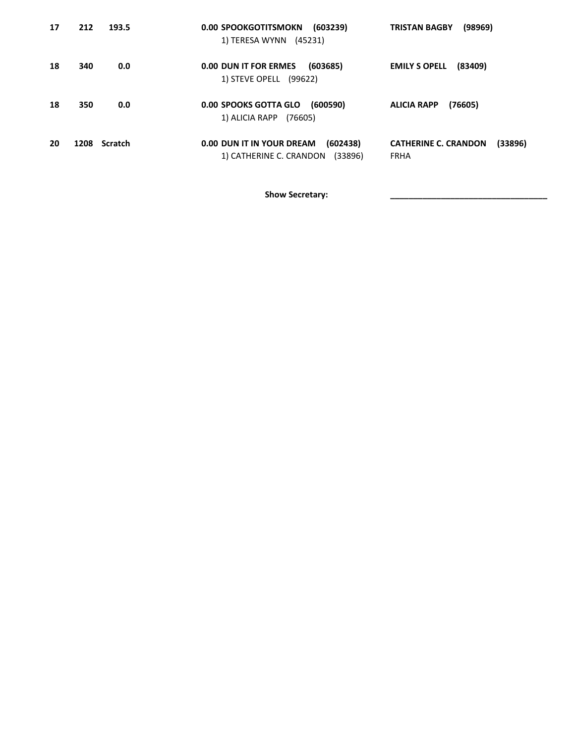| | | | | | |
|---|---|---|---|---|---|
| **17** | **212** | **193.5** | **0.00** | **SPOOKGOTITSMOKN (603239)**<br>1) TERESA WYNN (45231) | **TRISTAN BAGBY (98969)** |
| **18** | **340** | **0.0** | **0.00** | **DUN IT FOR ERMES (603685)**<br>1) STEVE OPELL (99622) | **EMILY S OPELL (83409)** |
| **18** | **350** | **0.0** | **0.00** | **SPOOKS GOTTA GLO (600590)**<br>1) ALICIA RAPP (76605) | **ALICIA RAPP (76605)** |
| **20** | **1208** | **Scratch** | **0.00** | **DUN IT IN YOUR DREAM (602438)**<br>1) CATHERINE C. CRANDON (33896) | **CATHERINE C. CRANDON (33896)**<br>FRHA |

**Show Secretary:** ________________________________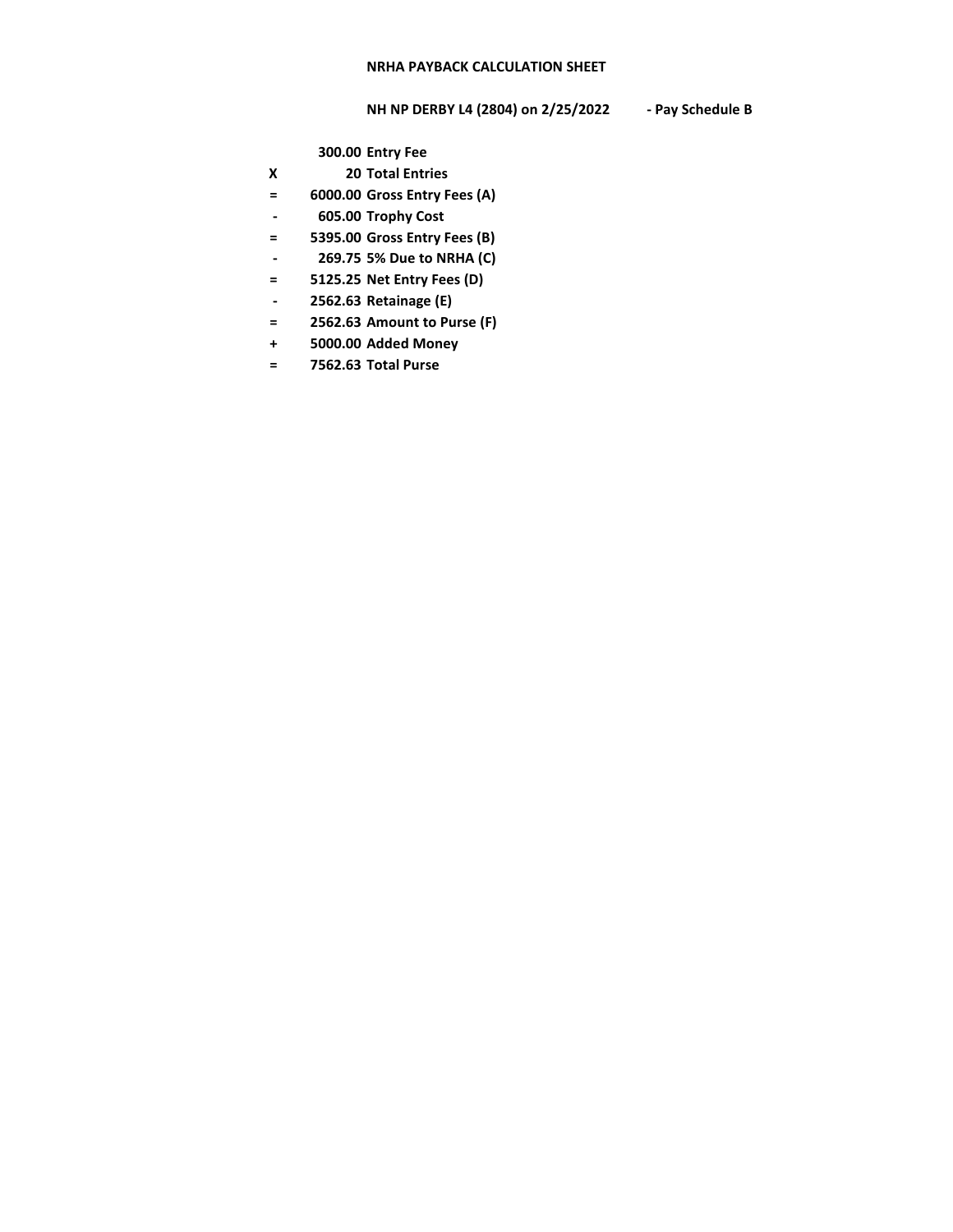**NRHA PAYBACK CALCULATION SHEET**

**NH NP DERBY L4 (2804) on 2/25/2022 - Pay Schedule B**

| | | |
|---|---|---|
| | 300.00 | Entry Fee |
| X | 20 | Total Entries |
| = | 6000.00 | Gross Entry Fees (A) |
| - | 605.00 | Trophy Cost |
| = | 5395.00 | Gross Entry Fees (B) |
| - | 269.75 | 5% Due to NRHA (C) |
| = | 5125.25 | Net Entry Fees (D) |
| - | 2562.63 | Retainage (E) |
| = | 2562.63 | Amount to Purse (F) |
| + | 5000.00 | Added Money |
| = | 7562.63 | Total Purse |